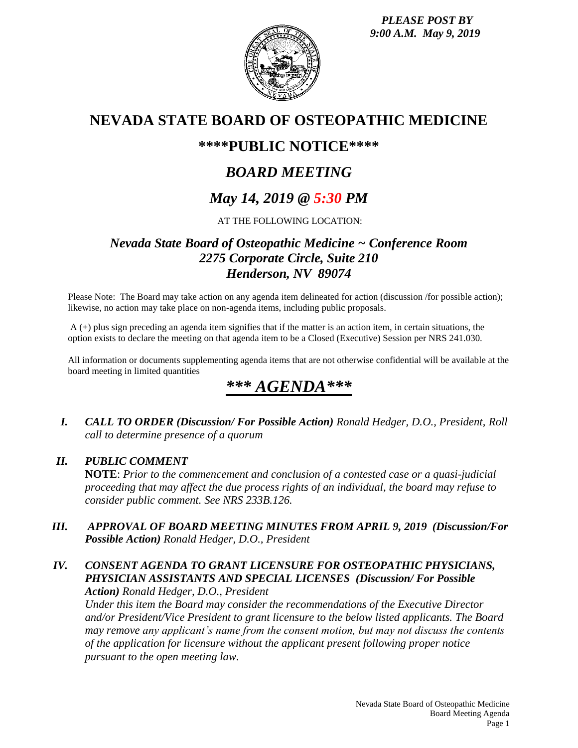*PLEASE POST BY 9:00 A.M. May 9, 2019*

# NEVADA STATE BOARD OF OSTEOPATHIC MEDICINE

## \*\*\*\*PUBLIC NOTICE\*\*\*\*

## *BOARD MEETING*

## *May 14, 2019 @ 5:30 PM*

AT THE FOLLOWING LOCATION:

### *Nevada State Board of Osteopathic Medicine ~ Conference Room*
### *2275 Corporate Circle, Suite 210*
### *Henderson, NV 89074*

Please Note: The Board may take action on any agenda item delineated for action (discussion /for possible action); likewise, no action may take place on non-agenda items, including public proposals.

A (+) plus sign preceding an agenda item signifies that if the matter is an action item, in certain situations, the option exists to declare the meeting on that agenda item to be a Closed (Executive) Session per NRS 241.030.

All information or documents supplementing agenda items that are not otherwise confidential will be available at the board meeting in limited quantities

# *\*\*\* AGENDA\*\*\**

**I.** ***CALL TO ORDER (Discussion/ For Possible Action)*** *Ronald Hedger, D.O., President, Roll call to determine presence of a quorum*

**II.** ***PUBLIC COMMENT***
**NOTE**: *Prior to the commencement and conclusion of a contested case or a quasi-judicial proceeding that may affect the due process rights of an individual, the board may refuse to consider public comment. See NRS 233B.126.*

**III.** ***APPROVAL OF BOARD MEETING MINUTES FROM APRIL 9, 2019 (Discussion/For Possible Action)*** *Ronald Hedger, D.O., President*

**IV.** ***CONSENT AGENDA TO GRANT LICENSURE FOR OSTEOPATHIC PHYSICIANS, PHYSICIAN ASSISTANTS AND SPECIAL LICENSES (Discussion/ For Possible Action)*** *Ronald Hedger, D.O., President*
*Under this item the Board may consider the recommendations of the Executive Director and/or President/Vice President to grant licensure to the below listed applicants. The Board may remove any applicant's name from the consent motion, but may not discuss the contents of the application for licensure without the applicant present following proper notice pursuant to the open meeting law.*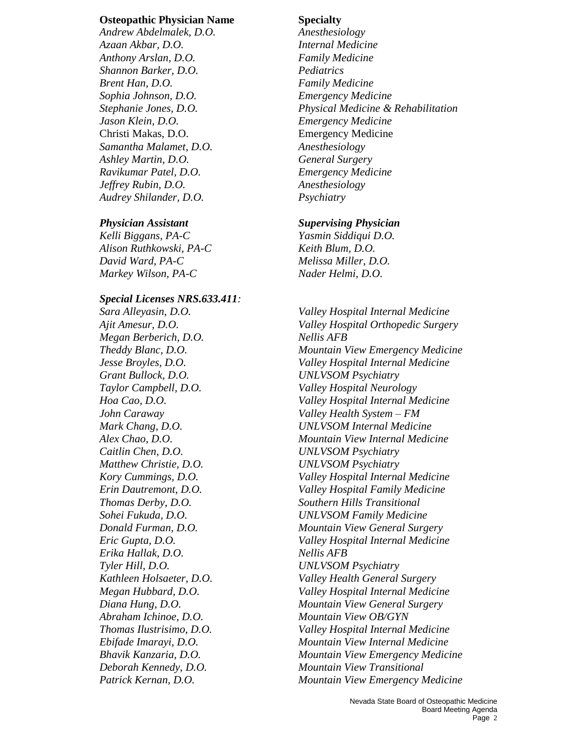| **Osteopathic Physician Name** | **Specialty** |
|---|---|
| *Andrew Abdelmalek, D.O.* | *Anesthesiology* |
| *Azaan Akbar, D.O.* | *Internal Medicine* |
| *Anthony Arslan, D.O.* | *Family Medicine* |
| *Shannon Barker, D.O.* | *Pediatrics* |
| *Brent Han, D.O.* | *Family Medicine* |
| *Sophia Johnson, D.O.* | *Emergency Medicine* |
| *Stephanie Jones, D.O.* | *Physical Medicine & Rehabilitation* |
| *Jason Klein, D.O.* | *Emergency Medicine* |
| Christi Makas, D.O. | Emergency Medicine |
| *Samantha Malamet, D.O.* | *Anesthesiology* |
| *Ashley Martin, D.O.* | *General Surgery* |
| *Ravikumar Patel, D.O.* | *Emergency Medicine* |
| *Jeffrey Rubin, D.O.* | *Anesthesiology* |
| *Audrey Shilander, D.O.* | *Psychiatry* |

| ***Physician Assistant*** | ***Supervising Physician*** |
|---|---|
| *Kelli Biggans, PA-C* | *Yasmin Siddiqui D.O.* |
| *Alison Ruthkowski, PA-C* | *Keith Blum, D.O.* |
| *David Ward, PA-C* | *Melissa Miller, D.O.* |
| *Markey Wilson, PA-C* | *Nader Helmi, D.O.* |

***Special Licenses NRS.633.411:***

| | |
|---|---|
| *Sara Alleyasin, D.O.* | *Valley Hospital Internal Medicine* |
| *Ajit Amesur, D.O.* | *Valley Hospital Orthopedic Surgery* |
| *Megan Berberich, D.O.* | *Nellis AFB* |
| *Theddy Blanc, D.O.* | *Mountain View Emergency Medicine* |
| *Jesse Broyles, D.O.* | *Valley Hospital Internal Medicine* |
| *Grant Bullock, D.O.* | *UNLVSOM Psychiatry* |
| *Taylor Campbell, D.O.* | *Valley Hospital Neurology* |
| *Hoa Cao, D.O.* | *Valley Hospital Internal Medicine* |
| *John Caraway* | *Valley Health System – FM* |
| *Mark Chang, D.O.* | *UNLVSOM Internal Medicine* |
| *Alex Chao, D.O.* | *Mountain View Internal Medicine* |
| *Caitlin Chen, D.O.* | *UNLVSOM Psychiatry* |
| *Matthew Christie, D.O.* | *UNLVSOM Psychiatry* |
| *Kory Cummings, D.O.* | *Valley Hospital Internal Medicine* |
| *Erin Dautremont, D.O.* | *Valley Hospital Family Medicine* |
| *Thomas Derby, D.O.* | *Southern Hills Transitional* |
| *Sohei Fukuda, D.O.* | *UNLVSOM Family Medicine* |
| *Donald Furman, D.O.* | *Mountain View General Surgery* |
| *Eric Gupta, D.O.* | *Valley Hospital Internal Medicine* |
| *Erika Hallak, D.O.* | *Nellis AFB* |
| *Tyler Hill, D.O.* | *UNLVSOM Psychiatry* |
| *Kathleen Holsaeter, D.O.* | *Valley Health General Surgery* |
| *Megan Hubbard, D.O.* | *Valley Hospital Internal Medicine* |
| *Diana Hung, D.O.* | *Mountain View General Surgery* |
| *Abraham Ichinoe, D.O.* | *Mountain View OB/GYN* |
| *Thomas Ilustrisimo, D.O.* | *Valley Hospital Internal Medicine* |
| *Ebifade Imarayi, D.O.* | *Mountain View Internal Medicine* |
| *Bhavik Kanzaria, D.O.* | *Mountain View Emergency Medicine* |
| *Deborah Kennedy, D.O.* | *Mountain View Transitional* |
| *Patrick Kernan, D.O.* | *Mountain View Emergency Medicine* |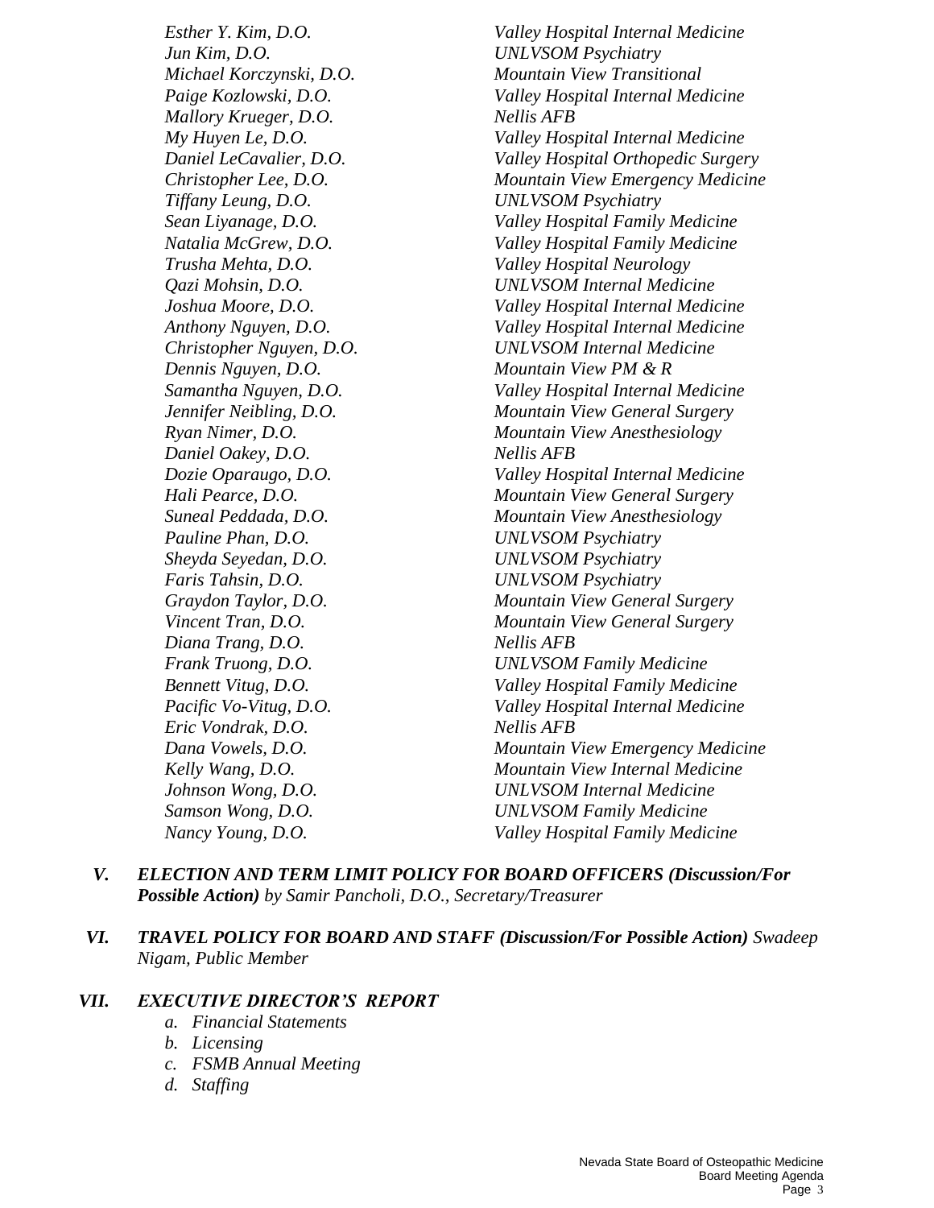| | |
|---|---|
| *Esther Y. Kim, D.O.* | *Valley Hospital Internal Medicine* |
| *Jun Kim, D.O.* | *UNLVSOM Psychiatry* |
| *Michael Korczynski, D.O.* | *Mountain View Transitional* |
| *Paige Kozlowski, D.O.* | *Valley Hospital Internal Medicine* |
| *Mallory Krueger, D.O.* | *Nellis AFB* |
| *My Huyen Le, D.O.* | *Valley Hospital Internal Medicine* |
| *Daniel LeCavalier, D.O.* | *Valley Hospital Orthopedic Surgery* |
| *Christopher Lee, D.O.* | *Mountain View Emergency Medicine* |
| *Tiffany Leung, D.O.* | *UNLVSOM Psychiatry* |
| *Sean Liyanage, D.O.* | *Valley Hospital Family Medicine* |
| *Natalia McGrew, D.O.* | *Valley Hospital Family Medicine* |
| *Trusha Mehta, D.O.* | *Valley Hospital Neurology* |
| *Qazi Mohsin, D.O.* | *UNLVSOM Internal Medicine* |
| *Joshua Moore, D.O.* | *Valley Hospital Internal Medicine* |
| *Anthony Nguyen, D.O.* | *Valley Hospital Internal Medicine* |
| *Christopher Nguyen, D.O.* | *UNLVSOM Internal Medicine* |
| *Dennis Nguyen, D.O.* | *Mountain View PM & R* |
| *Samantha Nguyen, D.O.* | *Valley Hospital Internal Medicine* |
| *Jennifer Neibling, D.O.* | *Mountain View General Surgery* |
| *Ryan Nimer, D.O.* | *Mountain View Anesthesiology* |
| *Daniel Oakey, D.O.* | *Nellis AFB* |
| *Dozie Oparaugo, D.O.* | *Valley Hospital Internal Medicine* |
| *Hali Pearce, D.O.* | *Mountain View General Surgery* |
| *Suneal Peddada, D.O.* | *Mountain View Anesthesiology* |
| *Pauline Phan, D.O.* | *UNLVSOM Psychiatry* |
| *Sheyda Seyedan, D.O.* | *UNLVSOM Psychiatry* |
| *Faris Tahsin, D.O.* | *UNLVSOM Psychiatry* |
| *Graydon Taylor, D.O.* | *Mountain View General Surgery* |
| *Vincent Tran, D.O.* | *Mountain View General Surgery* |
| *Diana Trang, D.O.* | *Nellis AFB* |
| *Frank Truong, D.O.* | *UNLVSOM Family Medicine* |
| *Bennett Vitug, D.O.* | *Valley Hospital Family Medicine* |
| *Pacific Vo-Vitug, D.O.* | *Valley Hospital Internal Medicine* |
| *Eric Vondrak, D.O.* | *Nellis AFB* |
| *Dana Vowels, D.O.* | *Mountain View Emergency Medicine* |
| *Kelly Wang, D.O.* | *Mountain View Internal Medicine* |
| *Johnson Wong, D.O.* | *UNLVSOM Internal Medicine* |
| *Samson Wong, D.O.* | *UNLVSOM Family Medicine* |
| *Nancy Young, D.O.* | *Valley Hospital Family Medicine* |

**V. *ELECTION AND TERM LIMIT POLICY FOR BOARD OFFICERS (Discussion/For Possible Action)*** *by Samir Pancholi, D.O., Secretary/Treasurer*

**VI. *TRAVEL POLICY FOR BOARD AND STAFF (Discussion/For Possible Action)*** *Swadeep Nigam, Public Member*

**VII. *EXECUTIVE DIRECTOR'S REPORT***

*a. Financial Statements*
*b. Licensing*
*c. FSMB Annual Meeting*
*d. Staffing*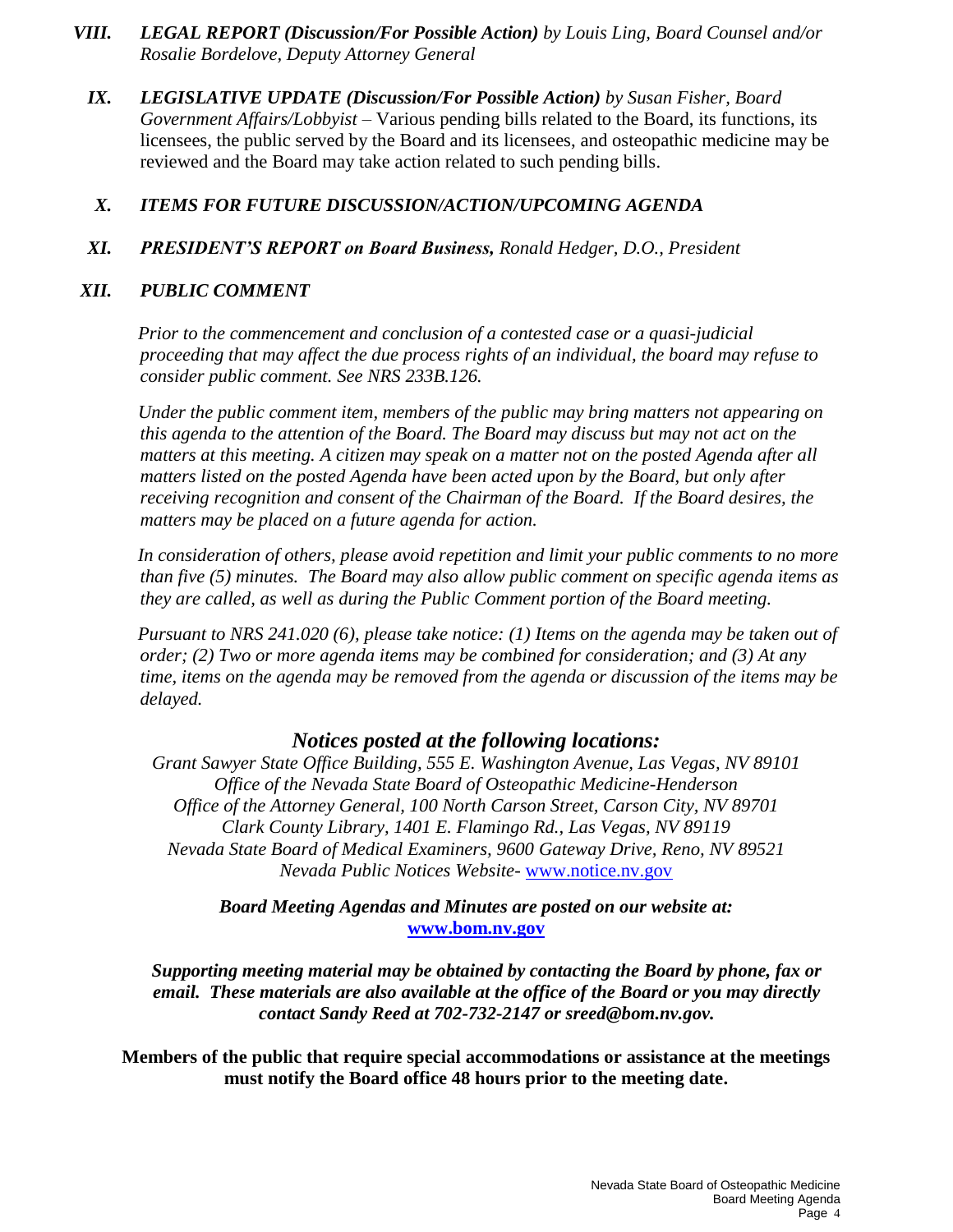***VIII. LEGAL REPORT (Discussion/For Possible Action)** by Louis Ling, Board Counsel and/or Rosalie Bordelove, Deputy Attorney General*

***IX. LEGISLATIVE UPDATE (Discussion/For Possible Action)** by Susan Fisher, Board Government Affairs/Lobbyist* – Various pending bills related to the Board, its functions, its licensees, the public served by the Board and its licensees, and osteopathic medicine may be reviewed and the Board may take action related to such pending bills.

***X. ITEMS FOR FUTURE DISCUSSION/ACTION/UPCOMING AGENDA***

***XI. PRESIDENT'S REPORT on Board Business,** Ronald Hedger, D.O., President*

***XII. PUBLIC COMMENT***

*Prior to the commencement and conclusion of a contested case or a quasi-judicial proceeding that may affect the due process rights of an individual, the board may refuse to consider public comment. See NRS 233B.126.*

*Under the public comment item, members of the public may bring matters not appearing on this agenda to the attention of the Board. The Board may discuss but may not act on the matters at this meeting. A citizen may speak on a matter not on the posted Agenda after all matters listed on the posted Agenda have been acted upon by the Board, but only after receiving recognition and consent of the Chairman of the Board. If the Board desires, the matters may be placed on a future agenda for action.*

*In consideration of others, please avoid repetition and limit your public comments to no more than five (5) minutes. The Board may also allow public comment on specific agenda items as they are called, as well as during the Public Comment portion of the Board meeting.*

*Pursuant to NRS 241.020 (6), please take notice: (1) Items on the agenda may be taken out of order; (2) Two or more agenda items may be combined for consideration; and (3) At any time, items on the agenda may be removed from the agenda or discussion of the items may be delayed.*

## *Notices posted at the following locations:*

*Grant Sawyer State Office Building, 555 E. Washington Avenue, Las Vegas, NV 89101*
*Office of the Nevada State Board of Osteopathic Medicine-Henderson*
*Office of the Attorney General, 100 North Carson Street, Carson City, NV 89701*
*Clark County Library, 1401 E. Flamingo Rd., Las Vegas, NV 89119*
*Nevada State Board of Medical Examiners, 9600 Gateway Drive, Reno, NV 89521*
*Nevada Public Notices Website-* www.notice.nv.gov

***Board Meeting Agendas and Minutes are posted on our website at:***
**www.bom.nv.gov**

***Supporting meeting material may be obtained by contacting the Board by phone, fax or email. These materials are also available at the office of the Board or you may directly contact Sandy Reed at 702-732-2147 or sreed@bom.nv.gov.***

**Members of the public that require special accommodations or assistance at the meetings must notify the Board office 48 hours prior to the meeting date.**